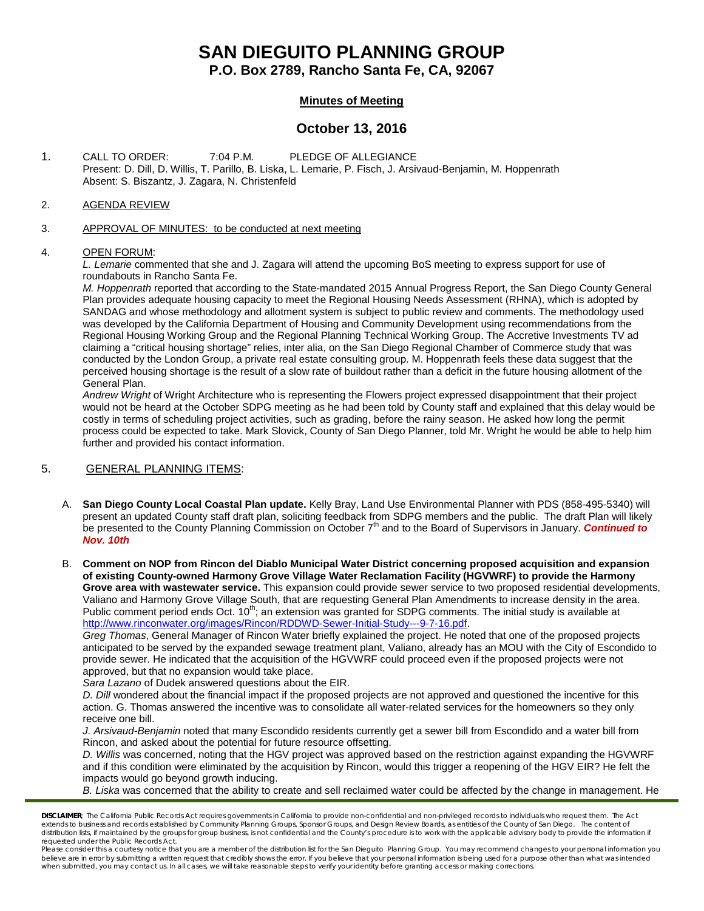# SAN DIEGUITO PLANNING GROUP

## P.O. Box 2789, Rancho Santa Fe, CA, 92067

### Minutes of Meeting

## October 13, 2016

1. CALL TO ORDER: 7:04 P.M. PLEDGE OF ALLEGIANCE
   Present: D. Dill, D. Willis, T. Parillo, B. Liska, L. Lemarie, P. Fisch, J. Arsivaud-Benjamin, M. Hoppenrath
   Absent: S. Biszantz, J. Zagara, N. Christenfeld

2. AGENDA REVIEW

3. APPROVAL OF MINUTES: to be conducted at next meeting

4. OPEN FORUM:
   *L. Lemarie* commented that she and J. Zagara will attend the upcoming BoS meeting to express support for use of roundabouts in Rancho Santa Fe.
   *M. Hoppenrath* reported that according to the State-mandated 2015 Annual Progress Report, the San Diego County General Plan provides adequate housing capacity to meet the Regional Housing Needs Assessment (RHNA), which is adopted by SANDAG and whose methodology and allotment system is subject to public review and comments. The methodology used was developed by the California Department of Housing and Community Development using recommendations from the Regional Housing Working Group and the Regional Planning Technical Working Group. The Accretive Investments TV ad claiming a "critical housing shortage" relies, inter alia, on the San Diego Regional Chamber of Commerce study that was conducted by the London Group, a private real estate consulting group. M. Hoppenrath feels these data suggest that the perceived housing shortage is the result of a slow rate of buildout rather than a deficit in the future housing allotment of the General Plan.
   *Andrew Wright* of Wright Architecture who is representing the Flowers project expressed disappointment that their project would not be heard at the October SDPG meeting as he had been told by County staff and explained that this delay would be costly in terms of scheduling project activities, such as grading, before the rainy season. He asked how long the permit process could be expected to take. Mark Slovick, County of San Diego Planner, told Mr. Wright he would be able to help him further and provided his contact information.

5. GENERAL PLANNING ITEMS:

   A. **San Diego County Local Coastal Plan update.** Kelly Bray, Land Use Environmental Planner with PDS (858-495-5340) will present an updated County staff draft plan, soliciting feedback from SDPG members and the public. The draft Plan will likely be presented to the County Planning Commission on October 7th and to the Board of Supervisors in January. ***Continued to Nov. 10th***

   B. **Comment on NOP from Rincon del Diablo Municipal Water District concerning proposed acquisition and expansion of existing County-owned Harmony Grove Village Water Reclamation Facility (HGVWRF) to provide the Harmony Grove area with wastewater service.** This expansion could provide sewer service to two proposed residential developments, Valiano and Harmony Grove Village South, that are requesting General Plan Amendments to increase density in the area. Public comment period ends Oct. 10th; an extension was granted for SDPG comments. The initial study is available at http://www.rinconwater.org/images/Rincon/RDDWD-Sewer-Initial-Study---9-7-16.pdf.
   *Greg Thomas*, General Manager of Rincon Water briefly explained the project. He noted that one of the proposed projects anticipated to be served by the expanded sewage treatment plant, Valiano, already has an MOU with the City of Escondido to provide sewer. He indicated that the acquisition of the HGVWRF could proceed even if the proposed projects were not approved, but that no expansion would take place.
   *Sara Lazano* of Dudek answered questions about the EIR.
   *D. Dill* wondered about the financial impact if the proposed projects are not approved and questioned the incentive for this action. G. Thomas answered the incentive was to consolidate all water-related services for the homeowners so they only receive one bill.
   *J. Arsivaud-Benjamin* noted that many Escondido residents currently get a sewer bill from Escondido and a water bill from Rincon, and asked about the potential for future resource offsetting.
   *D. Willis* was concerned, noting that the HGV project was approved based on the restriction against expanding the HGVWRF and if this condition were eliminated by the acquisition by Rincon, would this trigger a reopening of the HGV EIR? He felt the impacts would go beyond growth inducing.
   *B. Liska* was concerned that the ability to create and sell reclaimed water could be affected by the change in management. He

**DISCLAIMER**: The California Public Records Act requires governments in California to provide non-confidential and non-privileged records to individuals who request them. The Act extends to business and records established by County Planning Groups, Sponsor Groups, and Design Review Boards, as entities of the County of San Diego. The content of distribution lists, if maintained by the groups for group business, is not confidential and the County's procedure is to work with the applicable advisory body to provide the information if requested under the Public Records Act.
Please consider this a courtesy notice that you are a member of the distribution list for the San Dieguito Planning Group. You may recommend changes to your personal information you believe are in error by submitting a written request that credibly shows the error. If you believe that your personal information is being used for a purpose other than what was intended when submitted, you may contact us. In all cases, we will take reasonable steps to verify your identity before granting access or making corrections.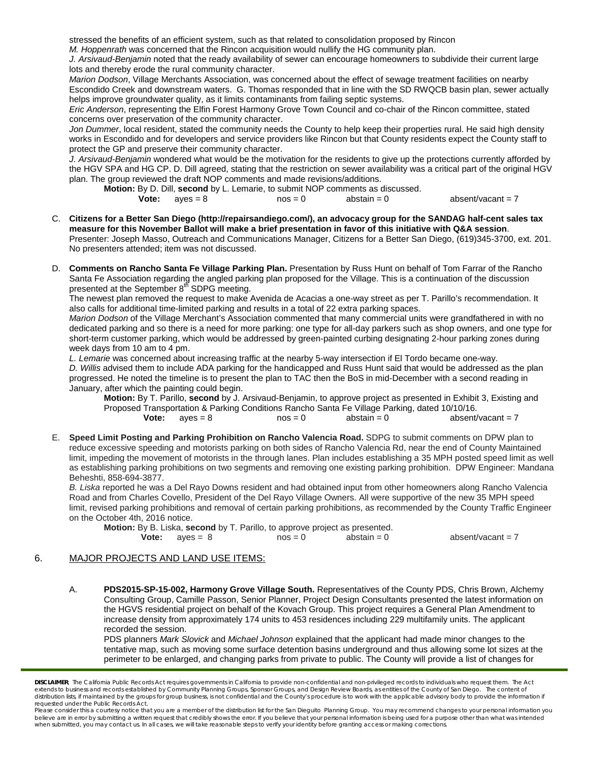stressed the benefits of an efficient system, such as that related to consolidation proposed by Rincon

*M. Hoppenrath* was concerned that the Rincon acquisition would nullify the HG community plan.

*J. Arsivaud-Benjamin* noted that the ready availability of sewer can encourage homeowners to subdivide their current large lots and thereby erode the rural community character.

*Marion Dodson*, Village Merchants Association, was concerned about the effect of sewage treatment facilities on nearby Escondido Creek and downstream waters. G. Thomas responded that in line with the SD RWQCB basin plan, sewer actually helps improve groundwater quality, as it limits contaminants from failing septic systems.

*Eric Anderson*, representing the Elfin Forest Harmony Grove Town Council and co-chair of the Rincon committee, stated concerns over preservation of the community character.

*Jon Dummer*, local resident, stated the community needs the County to help keep their properties rural. He said high density works in Escondido and for developers and service providers like Rincon but that County residents expect the County staff to protect the GP and preserve their community character.

*J. Arsivaud-Benjamin* wondered what would be the motivation for the residents to give up the protections currently afforded by the HGV SPA and HG CP. D. Dill agreed, stating that the restriction on sewer availability was a critical part of the original HGV plan. The group reviewed the draft NOP comments and made revisions/additions.

**Motion:** By D. Dill, **second** by L. Lemarie, to submit NOP comments as discussed.
**Vote:** ayes = 8 nos = 0 abstain = 0 absent/vacant = 7

C. **Citizens for a Better San Diego (http://repairsandiego.com/), an advocacy group for the SANDAG half-cent sales tax measure for this November Ballot will make a brief presentation in favor of this initiative with Q&A session**. Presenter: Joseph Masso, Outreach and Communications Manager, Citizens for a Better San Diego, (619)345-3700, ext. 201. No presenters attended; item was not discussed.

D. **Comments on Rancho Santa Fe Village Parking Plan.** Presentation by Russ Hunt on behalf of Tom Farrar of the Rancho Santa Fe Association regarding the angled parking plan proposed for the Village. This is a continuation of the discussion presented at the September 8th SDPG meeting.

The newest plan removed the request to make Avenida de Acacias a one-way street as per T. Parillo's recommendation. It also calls for additional time-limited parking and results in a total of 22 extra parking spaces.

*Marion Dodson* of the Village Merchant's Association commented that many commercial units were grandfathered in with no dedicated parking and so there is a need for more parking: one type for all-day parkers such as shop owners, and one type for short-term customer parking, which would be addressed by green-painted curbing designating 2-hour parking zones during week days from 10 am to 4 pm.

*L. Lemarie* was concerned about increasing traffic at the nearby 5-way intersection if El Tordo became one-way.

*D. Willis* advised them to include ADA parking for the handicapped and Russ Hunt said that would be addressed as the plan progressed. He noted the timeline is to present the plan to TAC then the BoS in mid-December with a second reading in January, after which the painting could begin.

**Motion:** By T. Parillo, **second** by J. Arsivaud-Benjamin, to approve project as presented in Exhibit 3, Existing and Proposed Transportation & Parking Conditions Rancho Santa Fe Village Parking, dated 10/10/16.
**Vote:** ayes = 8 nos = 0 abstain = 0 absent/vacant = 7

E. **Speed Limit Posting and Parking Prohibition on Rancho Valencia Road.** SDPG to submit comments on DPW plan to reduce excessive speeding and motorists parking on both sides of Rancho Valencia Rd, near the end of County Maintained limit, impeding the movement of motorists in the through lanes. Plan includes establishing a 35 MPH posted speed limit as well as establishing parking prohibitions on two segments and removing one existing parking prohibition. DPW Engineer: Mandana Beheshti, 858-694-3877.

*B. Liska* reported he was a Del Rayo Downs resident and had obtained input from other homeowners along Rancho Valencia Road and from Charles Covello, President of the Del Rayo Village Owners. All were supportive of the new 35 MPH speed limit, revised parking prohibitions and removal of certain parking prohibitions, as recommended by the County Traffic Engineer on the October 4th, 2016 notice.

**Motion:** By B. Liska, **second** by T. Parillo, to approve project as presented.
**Vote:** ayes = 8 nos = 0 abstain = 0 absent/vacant = 7

6. MAJOR PROJECTS AND LAND USE ITEMS:

A. **PDS2015-SP-15-002, Harmony Grove Village South.** Representatives of the County PDS, Chris Brown, Alchemy Consulting Group, Camille Passon, Senior Planner, Project Design Consultants presented the latest information on the HGVS residential project on behalf of the Kovach Group. This project requires a General Plan Amendment to increase density from approximately 174 units to 453 residences including 229 multifamily units. The applicant recorded the session.

PDS planners *Mark Slovick* and *Michael Johnson* explained that the applicant had made minor changes to the tentative map, such as moving some surface detention basins underground and thus allowing some lot sizes at the perimeter to be enlarged, and changing parks from private to public. The County will provide a list of changes for

**DISCLAIMER**: The California Public Records Act requires governments in California to provide non-confidential and non-privileged records to individuals who request them. The Act extends to business and records established by Community Planning Groups, Sponsor Groups, and Design Review Boards, as entities of the County of San Diego. The content of distribution lists, if maintained by the groups for group business, is not confidential and the County's procedure is to work with the applicable advisory body to provide the information if requested under the Public Records Act.
Please consider this a courtesy notice that you are a member of the distribution list for the San Dieguito Planning Group. You may recommend changes to your personal information you believe are in error by submitting a written request that credibly shows the error. If you believe that your personal information is being used for a purpose other than what was intended when submitted, you may contact us. In all cases, we will take reasonable steps to verify your identity before granting access or making corrections.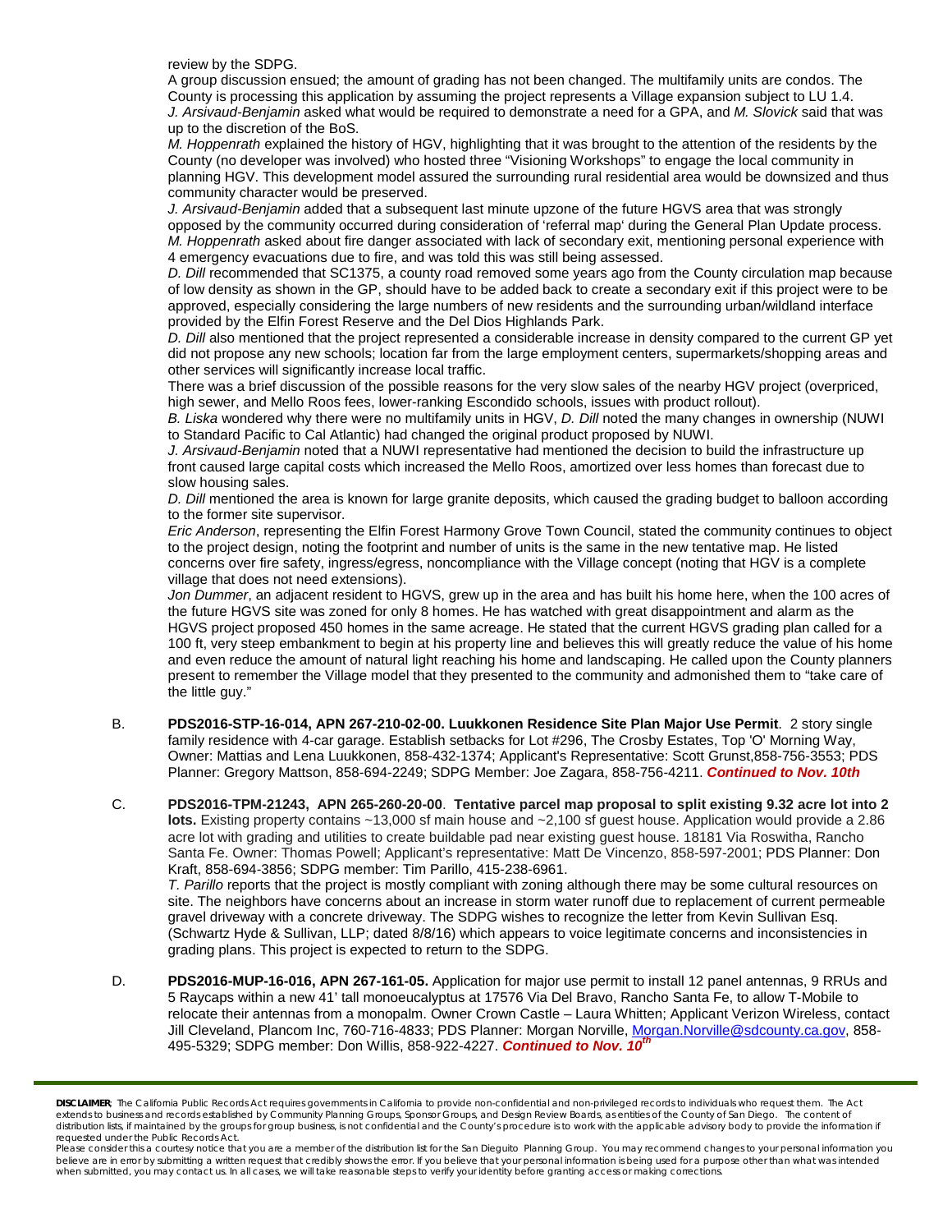review by the SDPG.

A group discussion ensued; the amount of grading has not been changed. The multifamily units are condos. The County is processing this application by assuming the project represents a Village expansion subject to LU 1.4.

*J. Arsivaud-Benjamin* asked what would be required to demonstrate a need for a GPA, and *M. Slovick* said that was up to the discretion of the BoS.

*M. Hoppenrath* explained the history of HGV, highlighting that it was brought to the attention of the residents by the County (no developer was involved) who hosted three "Visioning Workshops" to engage the local community in planning HGV. This development model assured the surrounding rural residential area would be downsized and thus community character would be preserved.

*J. Arsivaud-Benjamin* added that a subsequent last minute upzone of the future HGVS area that was strongly opposed by the community occurred during consideration of 'referral map' during the General Plan Update process.

*M. Hoppenrath* asked about fire danger associated with lack of secondary exit, mentioning personal experience with 4 emergency evacuations due to fire, and was told this was still being assessed.

*D. Dill* recommended that SC1375, a county road removed some years ago from the County circulation map because of low density as shown in the GP, should have to be added back to create a secondary exit if this project were to be approved, especially considering the large numbers of new residents and the surrounding urban/wildland interface provided by the Elfin Forest Reserve and the Del Dios Highlands Park.

*D. Dill* also mentioned that the project represented a considerable increase in density compared to the current GP yet did not propose any new schools; location far from the large employment centers, supermarkets/shopping areas and other services will significantly increase local traffic.

There was a brief discussion of the possible reasons for the very slow sales of the nearby HGV project (overpriced, high sewer, and Mello Roos fees, lower-ranking Escondido schools, issues with product rollout).

*B. Liska* wondered why there were no multifamily units in HGV, *D. Dill* noted the many changes in ownership (NUWI to Standard Pacific to Cal Atlantic) had changed the original product proposed by NUWI.

*J. Arsivaud-Benjamin* noted that a NUWI representative had mentioned the decision to build the infrastructure up front caused large capital costs which increased the Mello Roos, amortized over less homes than forecast due to slow housing sales.

*D. Dill* mentioned the area is known for large granite deposits, which caused the grading budget to balloon according to the former site supervisor.

*Eric Anderson*, representing the Elfin Forest Harmony Grove Town Council, stated the community continues to object to the project design, noting the footprint and number of units is the same in the new tentative map. He listed concerns over fire safety, ingress/egress, noncompliance with the Village concept (noting that HGV is a complete village that does not need extensions).

*Jon Dummer*, an adjacent resident to HGVS, grew up in the area and has built his home here, when the 100 acres of the future HGVS site was zoned for only 8 homes. He has watched with great disappointment and alarm as the HGVS project proposed 450 homes in the same acreage. He stated that the current HGVS grading plan called for a 100 ft, very steep embankment to begin at his property line and believes this will greatly reduce the value of his home and even reduce the amount of natural light reaching his home and landscaping. He called upon the County planners present to remember the Village model that they presented to the community and admonished them to "take care of the little guy."

B. **PDS2016-STP-16-014, APN 267-210-02-00. Luukkonen Residence Site Plan Major Use Permit**. 2 story single family residence with 4-car garage. Establish setbacks for Lot #296, The Crosby Estates, Top 'O' Morning Way, Owner: Mattias and Lena Luukkonen, 858-432-1374; Applicant's Representative: Scott Grunst,858-756-3553; PDS Planner: Gregory Mattson, 858-694-2249; SDPG Member: Joe Zagara, 858-756-4211. ***Continued to Nov. 10th***

C. **PDS2016-TPM-21243, APN 265-260-20-00**. **Tentative parcel map proposal to split existing 9.32 acre lot into 2 lots.** Existing property contains ~13,000 sf main house and ~2,100 sf guest house. Application would provide a 2.86 acre lot with grading and utilities to create buildable pad near existing guest house. 18181 Via Roswitha, Rancho Santa Fe. Owner: Thomas Powell; Applicant's representative: Matt De Vincenzo, 858-597-2001; PDS Planner: Don Kraft, 858-694-3856; SDPG member: Tim Parillo, 415-238-6961.

*T. Parillo* reports that the project is mostly compliant with zoning although there may be some cultural resources on site. The neighbors have concerns about an increase in storm water runoff due to replacement of current permeable gravel driveway with a concrete driveway. The SDPG wishes to recognize the letter from Kevin Sullivan Esq. (Schwartz Hyde & Sullivan, LLP; dated 8/8/16) which appears to voice legitimate concerns and inconsistencies in grading plans. This project is expected to return to the SDPG.

D. **PDS2016-MUP-16-016, APN 267-161-05.** Application for major use permit to install 12 panel antennas, 9 RRUs and 5 Raycaps within a new 41' tall monoeucalyptus at 17576 Via Del Bravo, Rancho Santa Fe, to allow T-Mobile to relocate their antennas from a monopalm. Owner Crown Castle – Laura Whitten; Applicant Verizon Wireless, contact Jill Cleveland, Plancom Inc, 760-716-4833; PDS Planner: Morgan Norville, Morgan.Norville@sdcounty.ca.gov, 858-495-5329; SDPG member: Don Willis, 858-922-4227. ***Continued to Nov. 10th***

**DISCLAIMER**: The California Public Records Act requires governments in California to provide non-confidential and non-privileged records to individuals who request them. The Act extends to business and records established by Community Planning Groups, Sponsor Groups, and Design Review Boards, as entities of the County of San Diego. The content of distribution lists, if maintained by the groups for group business, is not confidential and the County's procedure is to work with the applicable advisory body to provide the information if requested under the Public Records Act.

Please consider this a courtesy notice that you are a member of the distribution list for the San Dieguito Planning Group. You may recommend changes to your personal information you believe are in error by submitting a written request that credibly shows the error. If you believe that your personal information is being used for a purpose other than what was intended when submitted, you may contact us. In all cases, we will take reasonable steps to verify your identity before granting access or making corrections.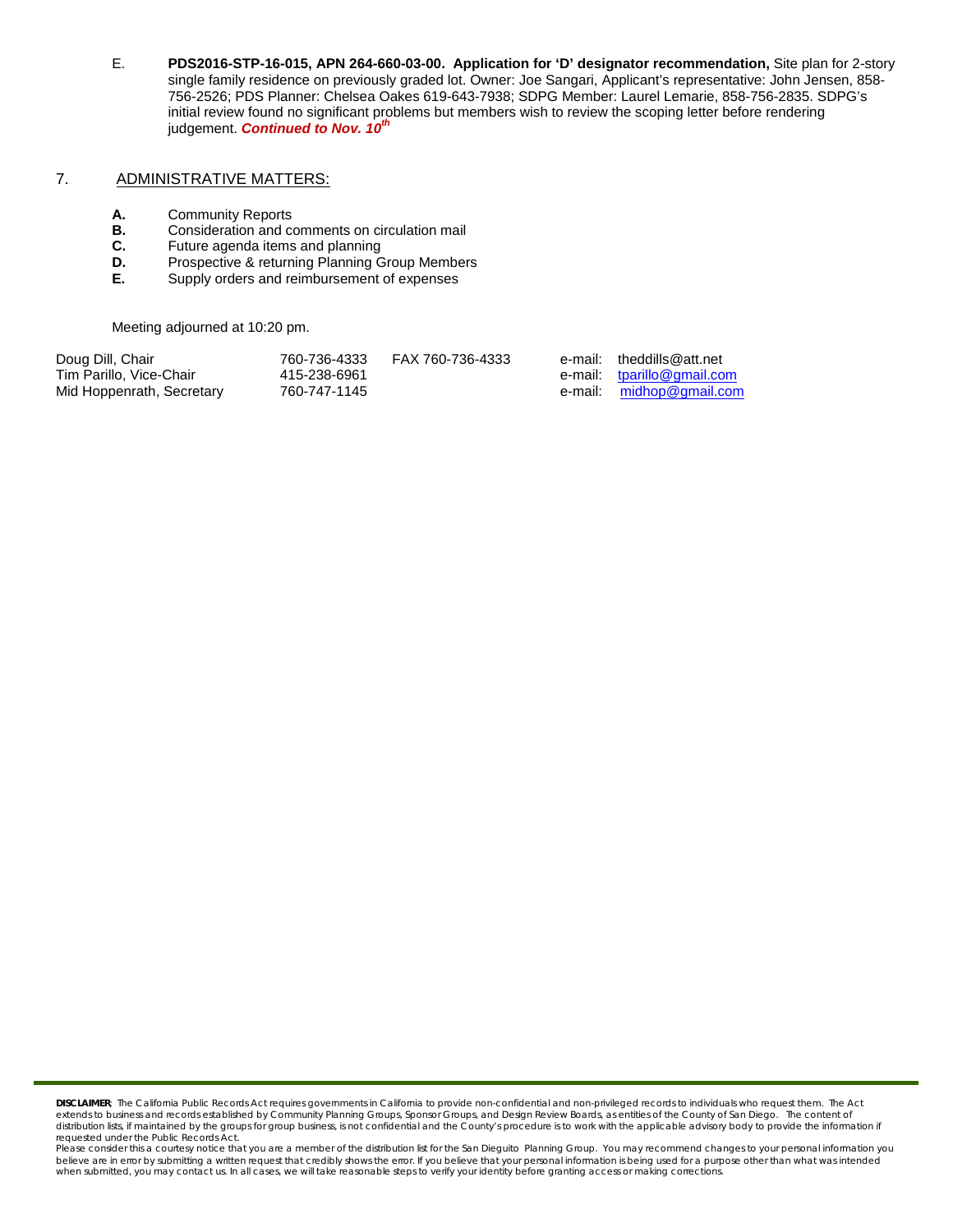E. **PDS2016-STP-16-015, APN 264-660-03-00. Application for 'D' designator recommendation,** Site plan for 2-story single family residence on previously graded lot. Owner: Joe Sangari, Applicant's representative: John Jensen, 858-756-2526; PDS Planner: Chelsea Oakes 619-643-7938; SDPG Member: Laurel Lemarie, 858-756-2835. SDPG's initial review found no significant problems but members wish to review the scoping letter before rendering judgement. ***Continued to Nov. 10th***

7. ADMINISTRATIVE MATTERS:

- **A.** Community Reports
- **B.** Consideration and comments on circulation mail
- **C.** Future agenda items and planning
- **D.** Prospective & returning Planning Group Members
- **E.** Supply orders and reimbursement of expenses

Meeting adjourned at 10:20 pm.

| | | | |
|---|---|---|---|
| Doug Dill, Chair | 760-736-4333 | FAX 760-736-4333 | e-mail: theddills@att.net |
| Tim Parillo, Vice-Chair | 415-238-6961 | | e-mail: tparillo@gmail.com |
| Mid Hoppenrath, Secretary | 760-747-1145 | | e-mail: midhop@gmail.com |

**DISCLAIMER**; The California Public Records Act requires governments in California to provide non-confidential and non-privileged records to individuals who request them. The Act extends to business and records established by Community Planning Groups, Sponsor Groups, and Design Review Boards, as entities of the County of San Diego. The content of distribution lists, if maintained by the groups for group business, is not confidential and the County's procedure is to work with the applicable advisory body to provide the information if requested under the Public Records Act.
Please consider this a courtesy notice that you are a member of the distribution list for the San Dieguito Planning Group. You may recommend changes to your personal information you believe are in error by submitting a written request that credibly shows the error. If you believe that your personal information is being used for a purpose other than what was intended when submitted, you may contact us. In all cases, we will take reasonable steps to verify your identity before granting access or making corrections.